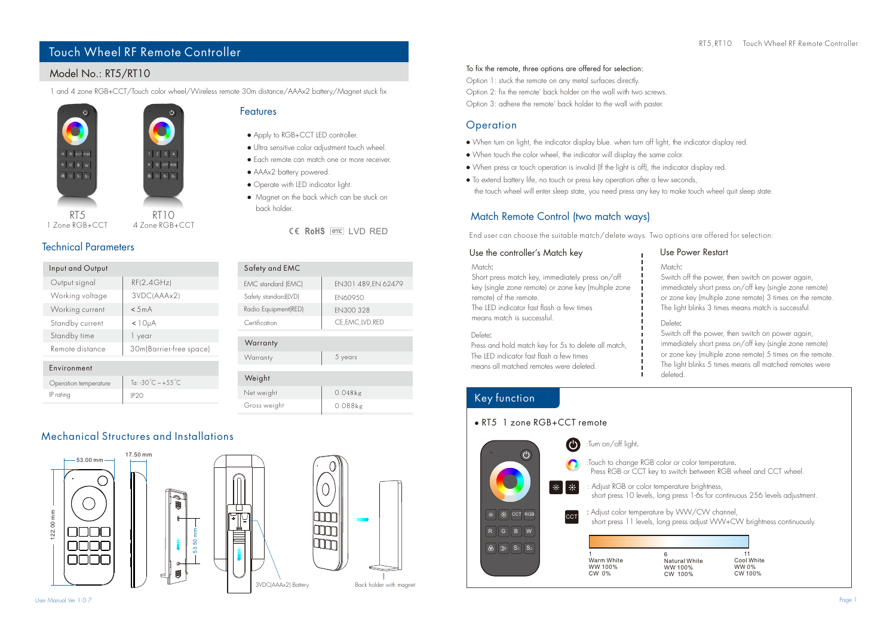# Touch Wheel RF Remote Controller

## Model No.: RT5/RT10

1 and 4 zone RGB+CCT/Touch color wheel/Wireless remote 30m distance/AAAx2 battery/Magnet stuck fix

RT5
1 Zone RGB+CCT

RT10
4 Zone RGB+CCT

### Features

- Apply to RGB+CCT LED controller.
- Ultra sensitive color adjustment touch wheel.
- Each remote can match one or more receiver.
- AAAx2 battery powered.
- Operate with LED indicator light.
- Magnet on the back which can be stuck on back holder.

CE RoHS EMC LVD RED

### Technical Parameters

| Input and Output | |
|---|---|
| Output signal | RF(2.4GHz) |
| Working voltage | 3VDC(AAAx2) |
| Working current | < 5mA |
| Standby current | < 10μA |
| Standby time | 1 year |
| Remote distance | 30m(Barrier-free space) |

| Environment | |
|---|---|
| Operation temperature | Ta: -30°C ~ +55°C |
| IP rating | IP20 |

| Safety and EMC | |
|---|---|
| EMC standard (EMC) | EN301 489,EN 62479 |
| Safety standard(LVD) | EN60950 |
| Radio Equipment(RED) | EN300 328 |
| Certification | CE,EMC,LVD,RED |

| Warranty | |
|---|---|
| Warranty | 5 years |

| Weight | |
|---|---|
| Net weight | 0.048kg |
| Gross weight | 0.088kg |

### Mechanical Structures and Installations

53.00 mm
17.50 mm
122.00 mm
53.50 mm
3VDC(AAAx2) Battery
Back holder with magnet

To fix the remote, three options are offered for selection:

Option 1: stuck the remote on any metal surfaces directly.

Option 2: fix the remote' back holder on the wall with two screws.

Option 3: adhere the remote' back holder to the wall with paster.

### Operation

- When turn on light, the indicator display blue. when turn off light, the indicator display red.
- When touch the color wheel, the indicator will display the same color.
- When press or touch operation is invalid (If the light is off), the indicator display red.
- To extend battery life, no touch or press key operation after a few seconds, the touch wheel will enter sleep state, you need press any key to make touch wheel quit sleep state.

### Match Remote Control (two match ways)

End user can choose the suitable match/delete ways. Two options are offered for selection:

#### Use the controller's Match key

Match:
Short press match key, immediately press on/off key (single zone remote) or zone key (multiple zone remote) of the remote.
The LED indicator fast flash a few times means match is successful.

Delete:
Press and hold match key for 5s to delete all match,
The LED indicator fast flash a few times means all matched remotes were deleted.

#### Use Power Restart

Match:
Switch off the power, then switch on power again, immediately short press on/off key (single zone remote) or zone key (multiple zone remote) 3 times on the remote.
The light blinks 3 times means match is successful.

Delete:
Switch off the power, then switch on power again, immediately short press on/off key (single zone remote) or zone key (multiple zone remote) 5 times on the remote.
The light blinks 5 times means all matched remotes were deleted.

### Key function

- RT5 1 zone RGB+CCT remote

:Turn on/off light.

:Touch to change RGB color or color temperature.
Press RGB or CCT key to switch between RGB wheel and CCT wheel.

: Adjust RGB or color temperature brightness,
short press 10 levels, long press 1-6s for continuous 256 levels adjustment.

CCT : Adjust color temperature by WW/CW channel,
short press 11 levels, long press adjust WW+CW brightness continuously.

| 1 | 6 | 11 |
|---|---|---|
| Warm White | Natural White | Cool White |
| WW 100% | WW 100% | WW 0% |
| CW 0% | CW 100% | CW 100% |

User Manual Ver 1.0.7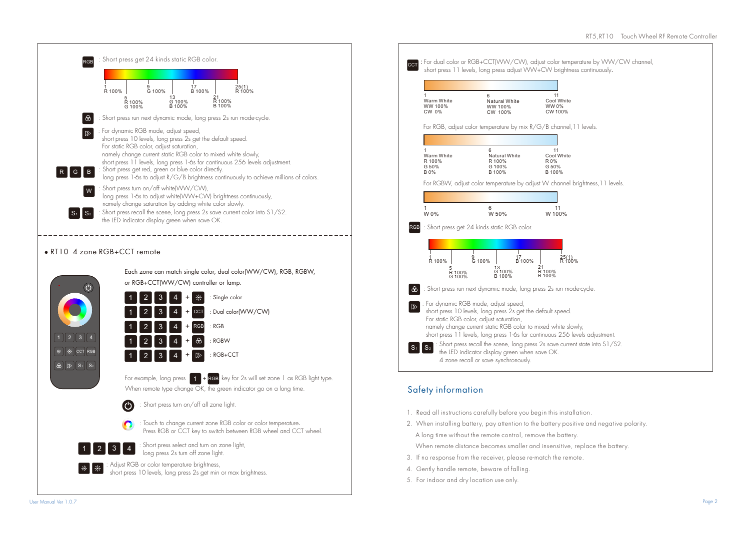RGB : Short press get 24 kinds static RGB color.

1
R 100%
5
R 100%
G 100%
9
G 100%
13
G 100%
B 100%
17
B 100%
21
R 100%
B 100%
25(1)
R 100%

: Short press run next dynamic mode, long press 2s run mode-cycle.

: For dynamic RGB mode, adjust speed,
short press 10 levels, long press 2s get the default speed.
For static RGB color, adjust saturation,
namely change current static RGB color to mixed white slowly,
short press 11 levels, long press 1-6s for continuous 256 levels adjustment.

R G B : Short press get red, green or blue color directly.
long press 1-6s to adjust R/G/B brightness continuously to achieve millions of colors.

W : Short press turn on/off white(WW/CW),
long press 1-6s to adjust white(WW+CW) brightness continuously,
namely change saturation by adding white color slowly.

S1 S2 : Short press recall the scene, long press 2s save current color into S1/S2.
the LED indicator display green when save OK.

---

- RT10 4 zone RGB+CCT remote

Each zone can match single color, dual color(WW/CW), RGB, RGBW, or RGB+CCT(WW/CW) controller or lamp.

1 2 3 4 + ☼ : Single color

1 2 3 4 + CCT : Dual color(WW/CW)

1 2 3 4 + RGB : RGB

1 2 3 4 + ❀ : RGBW

1 2 3 4 + ▷ : RGB+CCT

For example, long press 1 + RGB key for 2s will set zone 1 as RGB light type.
When remote type change OK, the green indicator go on a long time.

: Short press turn on/off all zone light.

: Touch to change current zone RGB color or color temperature.
Press RGB or CCT key to switch between RGB wheel and CCT wheel.

1 2 3 4 : Short press select and turn on zone light,
long press 2s turn off zone light.

: Adjust RGB or color temperature brightness,
short press 10 levels, long press 2s get min or max brightness.

CCT : For dual color or RGB+CCT(WW/CW), adjust color temperature by WW/CW channel,
short press 11 levels, long press adjust WW+CW brightness continuously.

1
Warm White
WW 100%
CW 0%
6
Natural White
WW 100%
CW 100%
11
Cool White
WW 0%
CW 100%

For RGB, adjust color temperature by mix R/G/B channel,11 levels.

1
Warm White
R 100%
G 50%
B 0%
6
Natural White
R 100%
G 100%
B 100%
11
Cool White
R 0%
G 50%
B 100%

For RGBW, adjust color temperature by adjust W channel brightness,11 levels.

1
W 0%
6
W 50%
11
W 100%

RGB : Short press get 24 kinds static RGB color.

1
R 100%
5
R 100%
G 100%
9
G 100%
13
G 100%
B 100%
17
B 100%
21
R 100%
B 100%
25(1)
R 100%

: Short press run next dynamic mode, long press 2s run mode-cycle.

: For dynamic RGB mode, adjust speed,
short press 10 levels, long press 2s get the default speed.
For static RGB color, adjust saturation,
namely change current static RGB color to mixed white slowly,
short press 11 levels, long press 1-6s for continuous 256 levels adjustment.

S1 S2 : Short press recall the scene, long press 2s save current state into S1/S2.
the LED indicator display green when save OK.
4 zone recall or save synchronously.

## Safety information

1. Read all instructions carefully before you begin this installation.
2. When installing battery, pay attention to the battery positive and negative polarity.
   A long time without the remote control, remove the battery.
   When remote distance becomes smaller and insensitive, replace the battery.
3. If no response from the receiver, please re-match the remote.
4. Gently handle remote, beware of falling.
5. For indoor and dry location use only.